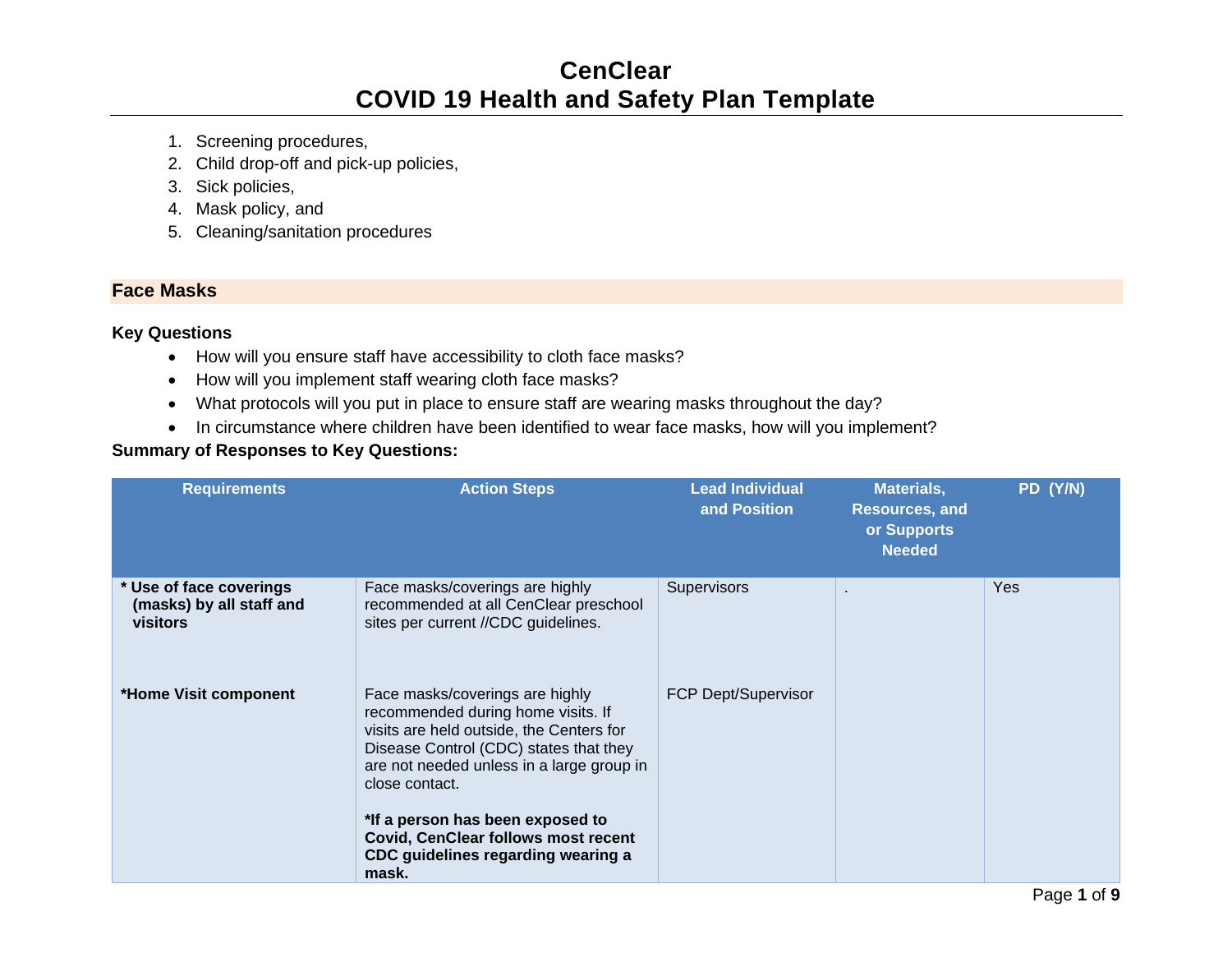# CenClear
# COVID 19 Health and Safety Plan Template

1. Screening procedures,
2. Child drop-off and pick-up policies,
3. Sick policies,
4. Mask policy, and
5. Cleaning/sanitation procedures

## Face Masks

**Key Questions**

- How will you ensure staff have accessibility to cloth face masks?
- How will you implement staff wearing cloth face masks?
- What protocols will you put in place to ensure staff are wearing masks throughout the day?
- In circumstance where children have been identified to wear face masks, how will you implement?

**Summary of Responses to Key Questions:**

| Requirements | Action Steps | Lead Individual and Position | Materials, Resources, and or Supports Needed | PD (Y/N) |
|---|---|---|---|---|
| **\* Use of face coverings (masks) by all staff and visitors** | Face masks/coverings are highly recommended at all CenClear preschool sites per current //CDC guidelines. | Supervisors | . | Yes |
| **\*Home Visit component** | Face masks/coverings are highly recommended during home visits. If visits are held outside, the Centers for Disease Control (CDC) states that they are not needed unless in a large group in close contact.<br><br>**\*If a person has been exposed to Covid, CenClear follows most recent CDC guidelines regarding wearing a mask.** | FCP Dept/Supervisor | | |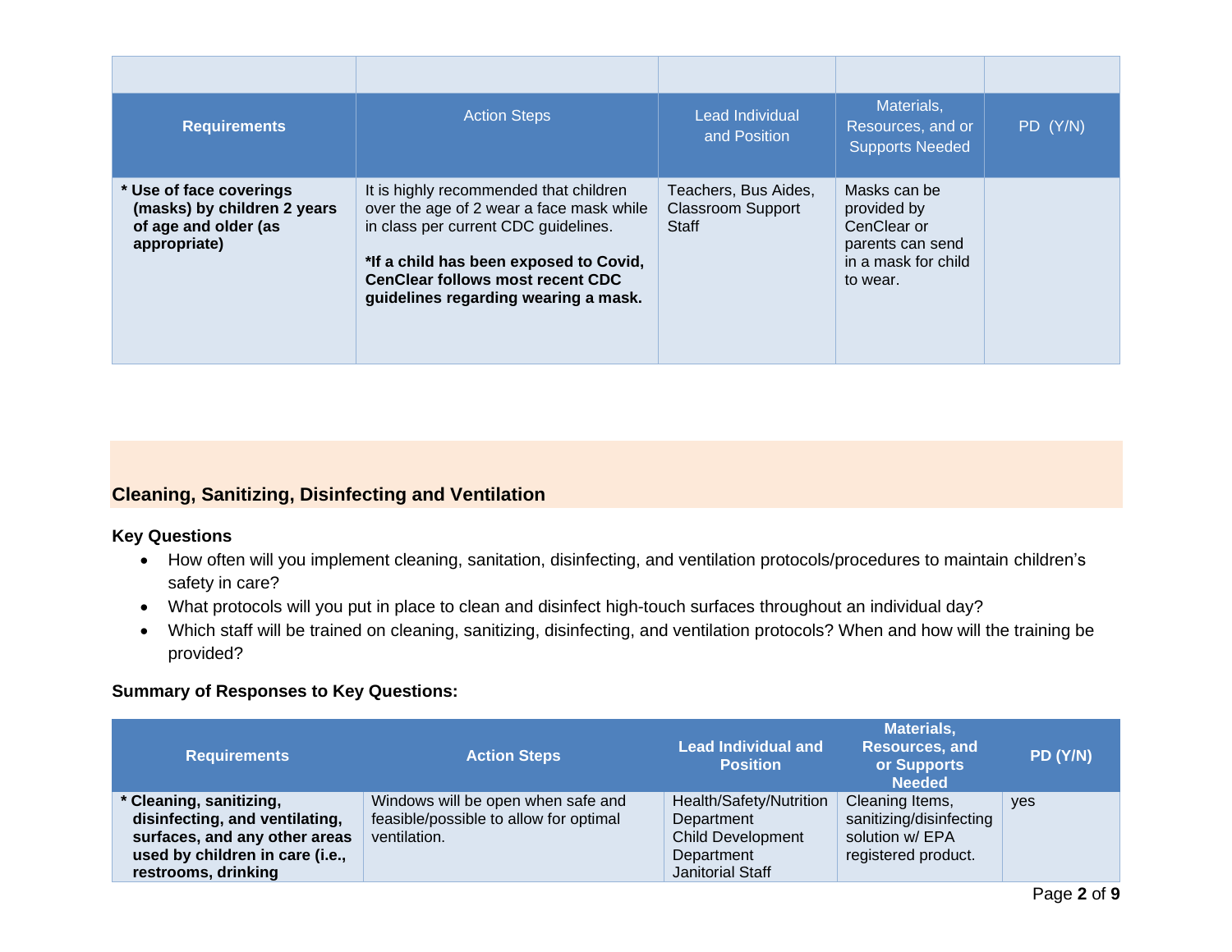| | | | | |
|---|---|---|---|---|
| **Requirements** | Action Steps | Lead Individual and Position | Materials, Resources, and or Supports Needed | PD (Y/N) |
| **\* Use of face coverings (masks) by children 2 years of age and older (as appropriate)** | It is highly recommended that children over the age of 2 wear a face mask while in class per current CDC guidelines.<br><br>**\*If a child has been exposed to Covid, CenClear follows most recent CDC guidelines regarding wearing a mask.** | Teachers, Bus Aides, Classroom Support Staff | Masks can be provided by CenClear or parents can send in a mask for child to wear. | |

## Cleaning, Sanitizing, Disinfecting and Ventilation

**Key Questions**

- How often will you implement cleaning, sanitation, disinfecting, and ventilation protocols/procedures to maintain children's safety in care?
- What protocols will you put in place to clean and disinfect high-touch surfaces throughout an individual day?
- Which staff will be trained on cleaning, sanitizing, disinfecting, and ventilation protocols? When and how will the training be provided?

**Summary of Responses to Key Questions:**

| Requirements | Action Steps | Lead Individual and Position | Materials, Resources, and or Supports Needed | PD (Y/N) |
|---|---|---|---|---|
| **\* Cleaning, sanitizing, disinfecting, and ventilating, surfaces, and any other areas used by children in care (i.e., restrooms, drinking** | Windows will be open when safe and feasible/possible to allow for optimal ventilation. | Health/Safety/Nutrition Department<br>Child Development Department<br>Janitorial Staff | Cleaning Items, sanitizing/disinfecting solution w/ EPA registered product. | yes |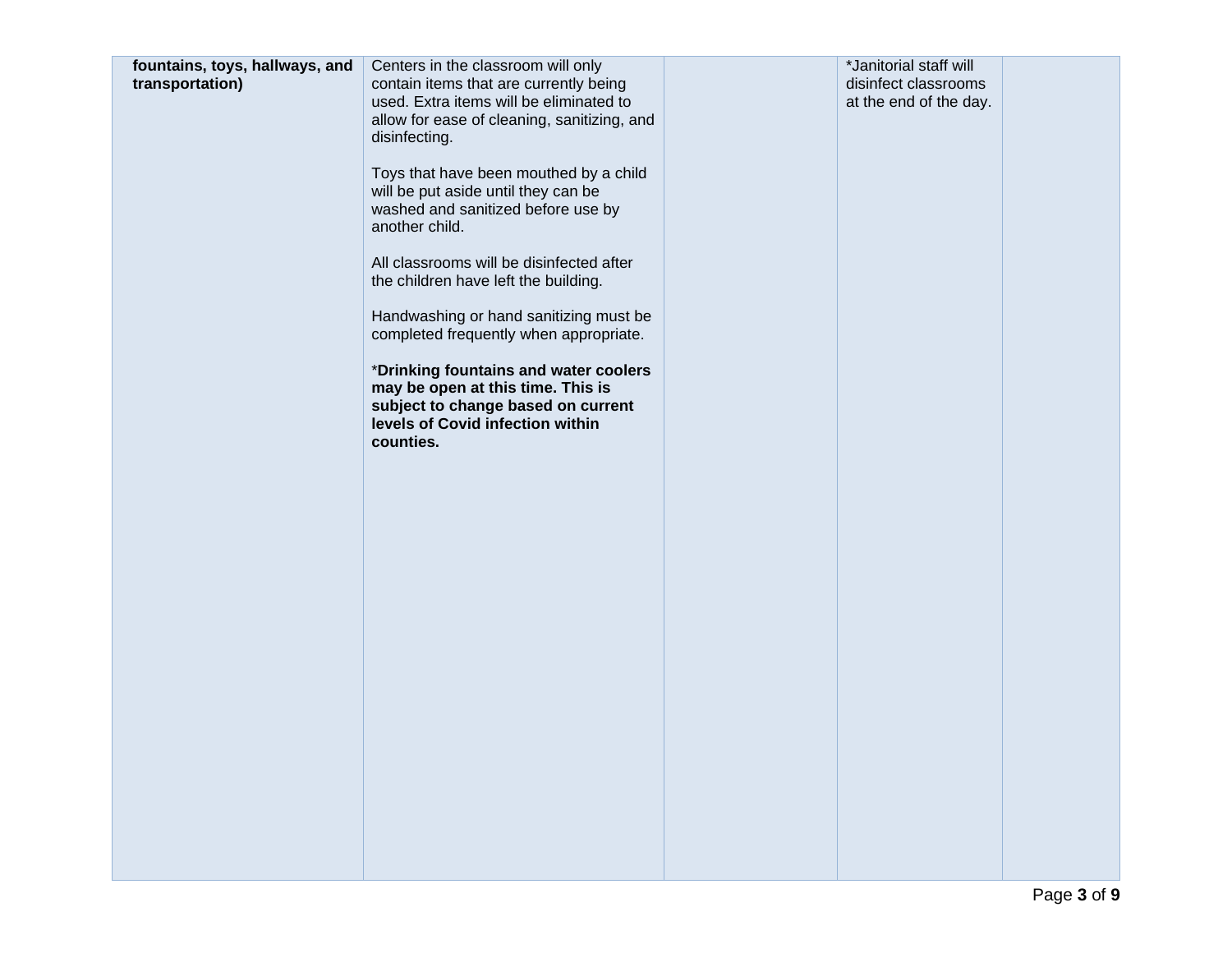| **fountains, toys, hallways, and transportation)** | Centers in the classroom will only contain items that are currently being used. Extra items will be eliminated to allow for ease of cleaning, sanitizing, and disinfecting.<br><br>Toys that have been mouthed by a child will be put aside until they can be washed and sanitized before use by another child.<br><br>All classrooms will be disinfected after the children have left the building.<br><br>Handwashing or hand sanitizing must be completed frequently when appropriate.<br><br>*__Drinking fountains and water coolers may be open at this time. This is subject to change based on current levels of Covid infection within counties.__** | | *Janitorial staff will disinfect classrooms at the end of the day. | |
|---|---|---|---|---|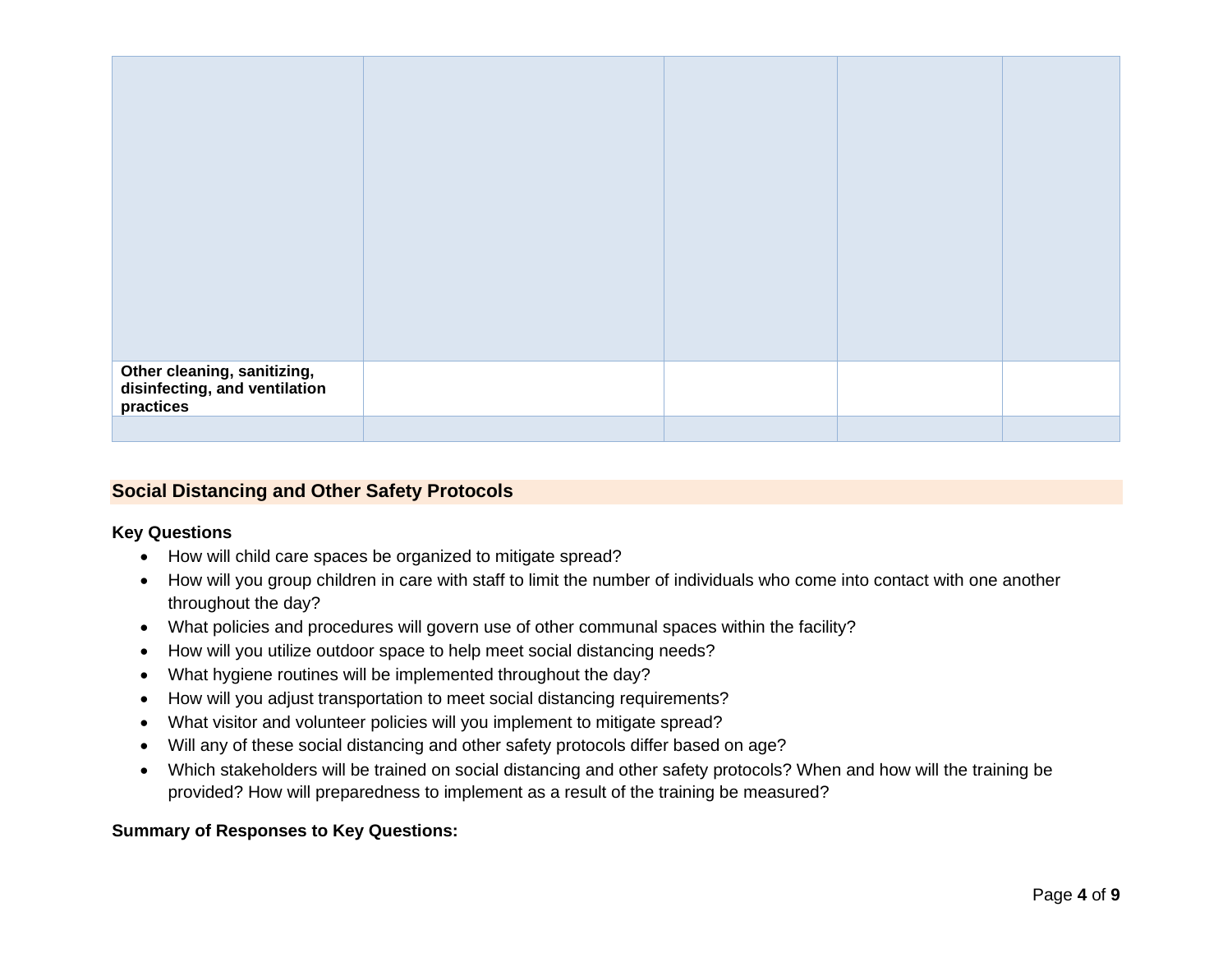| | | | | |
|---|---|---|---|---|
| | | | | |
| **Other cleaning, sanitizing, disinfecting, and ventilation practices** | | | | |
| | | | | |

## Social Distancing and Other Safety Protocols

**Key Questions**

- How will child care spaces be organized to mitigate spread?
- How will you group children in care with staff to limit the number of individuals who come into contact with one another throughout the day?
- What policies and procedures will govern use of other communal spaces within the facility?
- How will you utilize outdoor space to help meet social distancing needs?
- What hygiene routines will be implemented throughout the day?
- How will you adjust transportation to meet social distancing requirements?
- What visitor and volunteer policies will you implement to mitigate spread?
- Will any of these social distancing and other safety protocols differ based on age?
- Which stakeholders will be trained on social distancing and other safety protocols? When and how will the training be provided? How will preparedness to implement as a result of the training be measured?

**Summary of Responses to Key Questions:**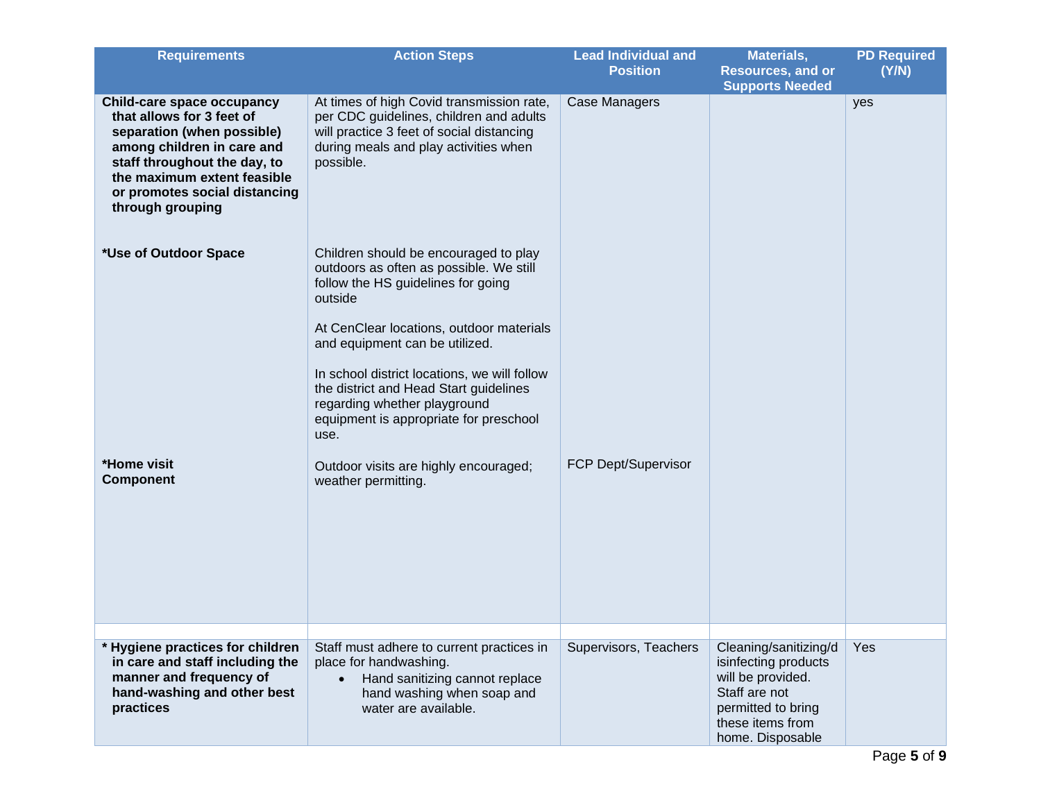| Requirements | Action Steps | Lead Individual and Position | Materials, Resources, and or Supports Needed | PD Required (Y/N) |
|---|---|---|---|---|
| **Child-care space occupancy that allows for 3 feet of separation (when possible) among children in care and staff throughout the day, to the maximum extent feasible or promotes social distancing through grouping** | At times of high Covid transmission rate, per CDC guidelines, children and adults will practice 3 feet of social distancing during meals and play activities when possible. | Case Managers | | yes |
| ***Use of Outdoor Space** | Children should be encouraged to play outdoors as often as possible. We still follow the HS guidelines for going outside<br><br>At CenClear locations, outdoor materials and equipment can be utilized.<br><br>In school district locations, we will follow the district and Head Start guidelines regarding whether playground equipment is appropriate for preschool use. | | | |
| ***Home visit Component** | Outdoor visits are highly encouraged; weather permitting. | FCP Dept/Supervisor | | |
| | | | | |
| *** Hygiene practices for children in care and staff including the manner and frequency of hand-washing and other best practices** | Staff must adhere to current practices in place for handwashing.<br>• Hand sanitizing cannot replace hand washing when soap and water are available. | Supervisors, Teachers | Cleaning/sanitizing/disinfecting products will be provided. Staff are not permitted to bring these items from home. Disposable | Yes |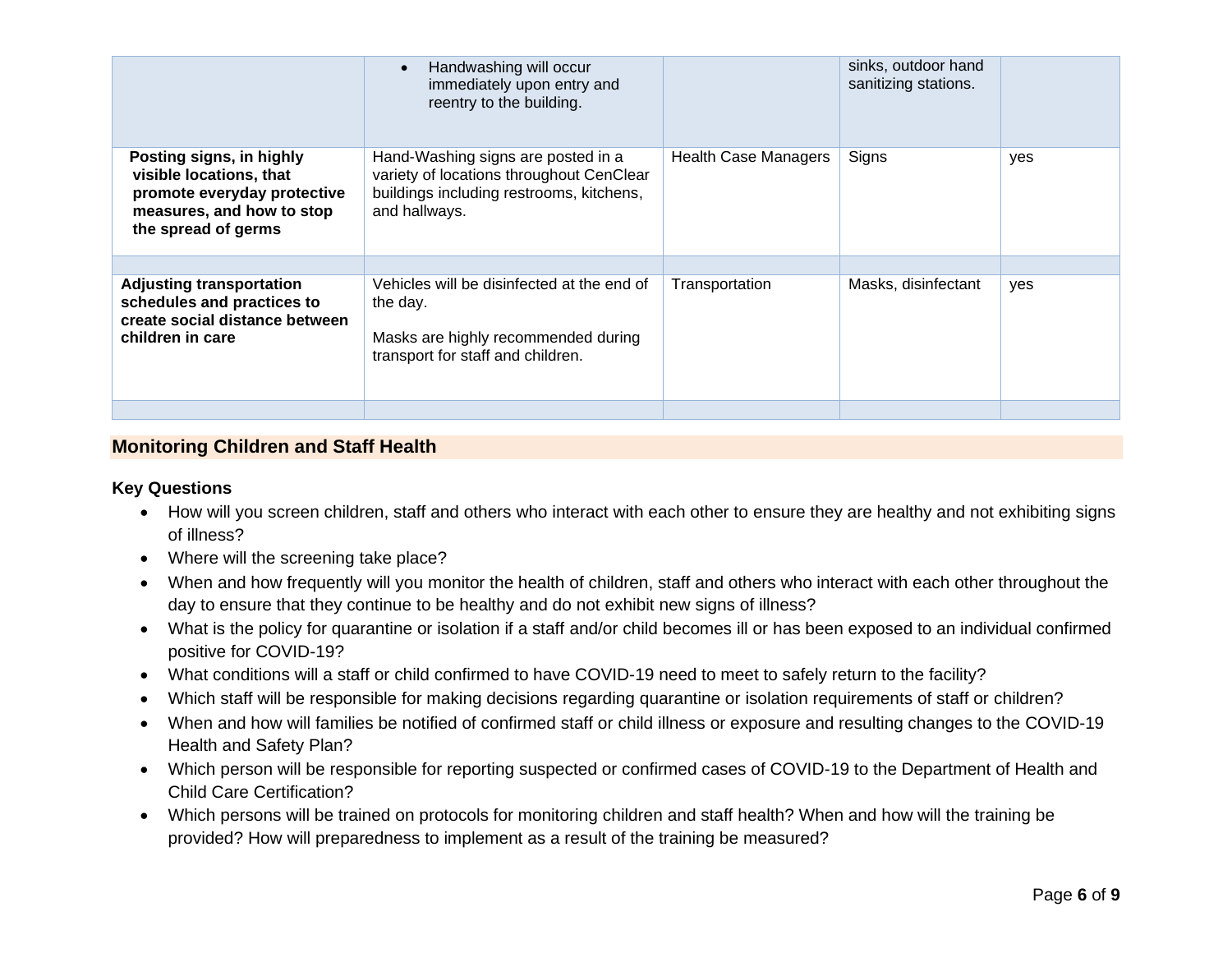| | | | | |
|---|---|---|---|---|
| | • Handwashing will occur immediately upon entry and reentry to the building. | | sinks, outdoor hand sanitizing stations. | |
| **Posting signs, in highly visible locations, that promote everyday protective measures, and how to stop the spread of germs** | Hand-Washing signs are posted in a variety of locations throughout CenClear buildings including restrooms, kitchens, and hallways. | Health Case Managers | Signs | yes |
| | | | | |
| **Adjusting transportation schedules and practices to create social distance between children in care** | Vehicles will be disinfected at the end of the day.<br><br>Masks are highly recommended during transport for staff and children. | Transportation | Masks, disinfectant | yes |
| | | | | |

## Monitoring Children and Staff Health

**Key Questions**

- How will you screen children, staff and others who interact with each other to ensure they are healthy and not exhibiting signs of illness?
- Where will the screening take place?
- When and how frequently will you monitor the health of children, staff and others who interact with each other throughout the day to ensure that they continue to be healthy and do not exhibit new signs of illness?
- What is the policy for quarantine or isolation if a staff and/or child becomes ill or has been exposed to an individual confirmed positive for COVID-19?
- What conditions will a staff or child confirmed to have COVID-19 need to meet to safely return to the facility?
- Which staff will be responsible for making decisions regarding quarantine or isolation requirements of staff or children?
- When and how will families be notified of confirmed staff or child illness or exposure and resulting changes to the COVID-19 Health and Safety Plan?
- Which person will be responsible for reporting suspected or confirmed cases of COVID-19 to the Department of Health and Child Care Certification?
- Which persons will be trained on protocols for monitoring children and staff health? When and how will the training be provided? How will preparedness to implement as a result of the training be measured?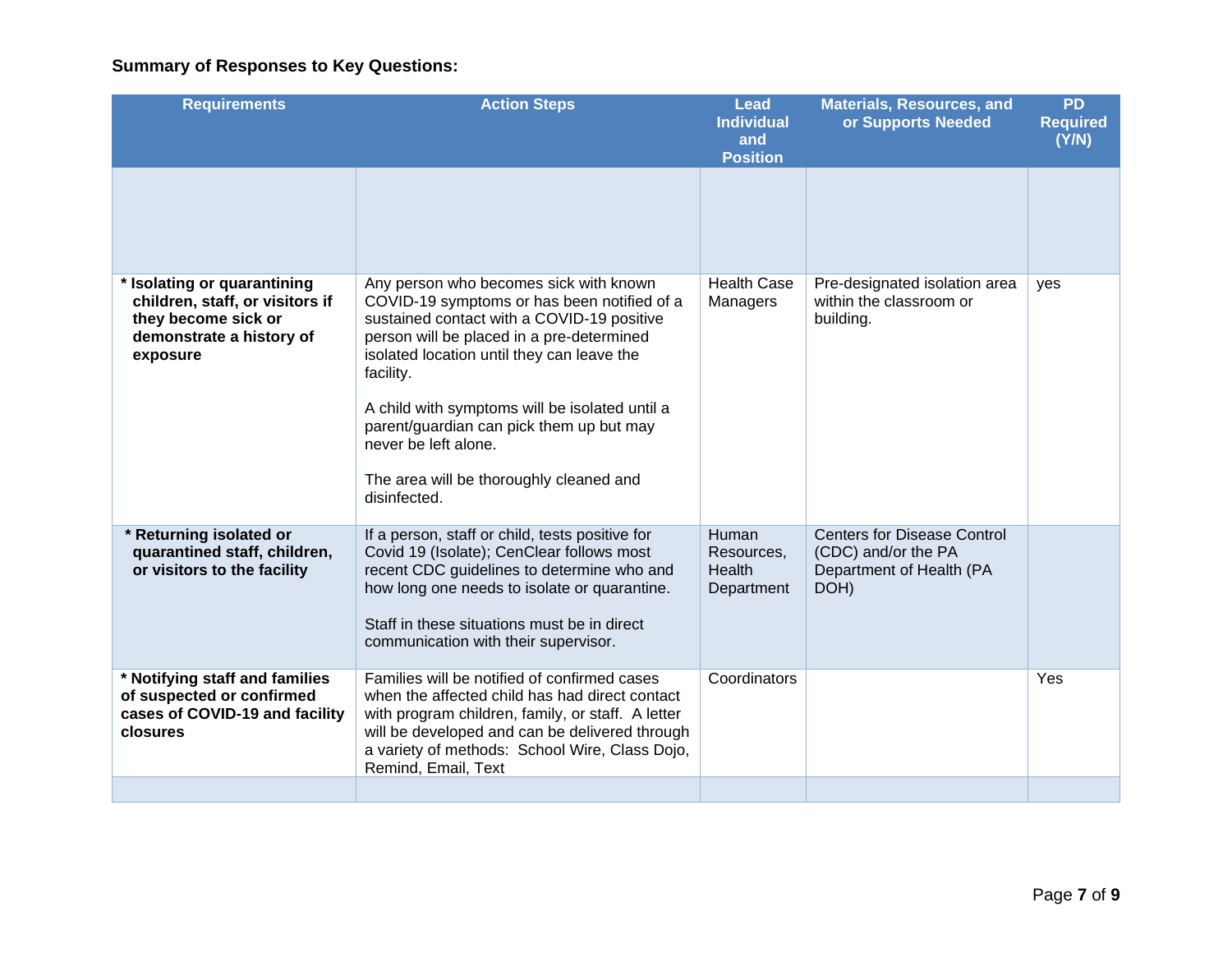**Summary of Responses to Key Questions:**

| Requirements | Action Steps | Lead Individual and Position | Materials, Resources, and or Supports Needed | PD Required (Y/N) |
|---|---|---|---|---|
| | | | | |
| **\* Isolating or quarantining children, staff, or visitors if they become sick or demonstrate a history of exposure** | Any person who becomes sick with known COVID-19 symptoms or has been notified of a sustained contact with a COVID-19 positive person will be placed in a pre-determined isolated location until they can leave the facility.<br><br>A child with symptoms will be isolated until a parent/guardian can pick them up but may never be left alone.<br><br>The area will be thoroughly cleaned and disinfected. | Health Case Managers | Pre-designated isolation area within the classroom or building. | yes |
| **\* Returning isolated or quarantined staff, children, or visitors to the facility** | If a person, staff or child, tests positive for Covid 19 (Isolate); CenClear follows most recent CDC guidelines to determine who and how long one needs to isolate or quarantine.<br><br>Staff in these situations must be in direct communication with their supervisor. | Human Resources, Health Department | Centers for Disease Control (CDC) and/or the PA Department of Health (PA DOH) | |
| **\* Notifying staff and families of suspected or confirmed cases of COVID-19 and facility closures** | Families will be notified of confirmed cases when the affected child has had direct contact with program children, family, or staff. A letter will be developed and can be delivered through a variety of methods: School Wire, Class Dojo, Remind, Email, Text | Coordinators | | Yes |
| | | | | |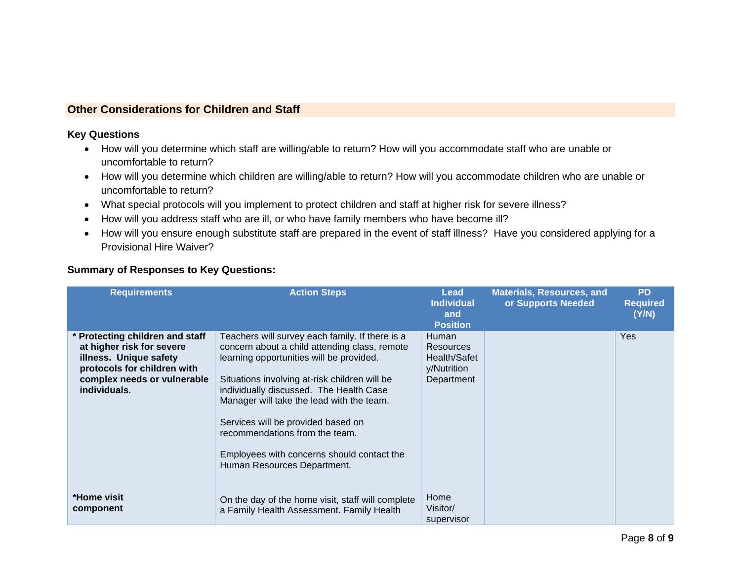## Other Considerations for Children and Staff

**Key Questions**

- How will you determine which staff are willing/able to return? How will you accommodate staff who are unable or uncomfortable to return?
- How will you determine which children are willing/able to return? How will you accommodate children who are unable or uncomfortable to return?
- What special protocols will you implement to protect children and staff at higher risk for severe illness?
- How will you address staff who are ill, or who have family members who have become ill?
- How will you ensure enough substitute staff are prepared in the event of staff illness? Have you considered applying for a Provisional Hire Waiver?

**Summary of Responses to Key Questions:**

| Requirements | Action Steps | Lead Individual and Position | Materials, Resources, and or Supports Needed | PD Required (Y/N) |
|---|---|---|---|---|
| **\* Protecting children and staff at higher risk for severe illness. Unique safety protocols for children with complex needs or vulnerable individuals.** | Teachers will survey each family. If there is a concern about a child attending class, remote learning opportunities will be provided.<br><br>Situations involving at-risk children will be individually discussed. The Health Case Manager will take the lead with the team.<br><br>Services will be provided based on recommendations from the team.<br><br>Employees with concerns should contact the Human Resources Department. | Human Resources Health/Safety/Nutrition Department | | Yes |
| **\*Home visit component** | On the day of the home visit, staff will complete a Family Health Assessment. Family Health | Home Visitor/ supervisor | | |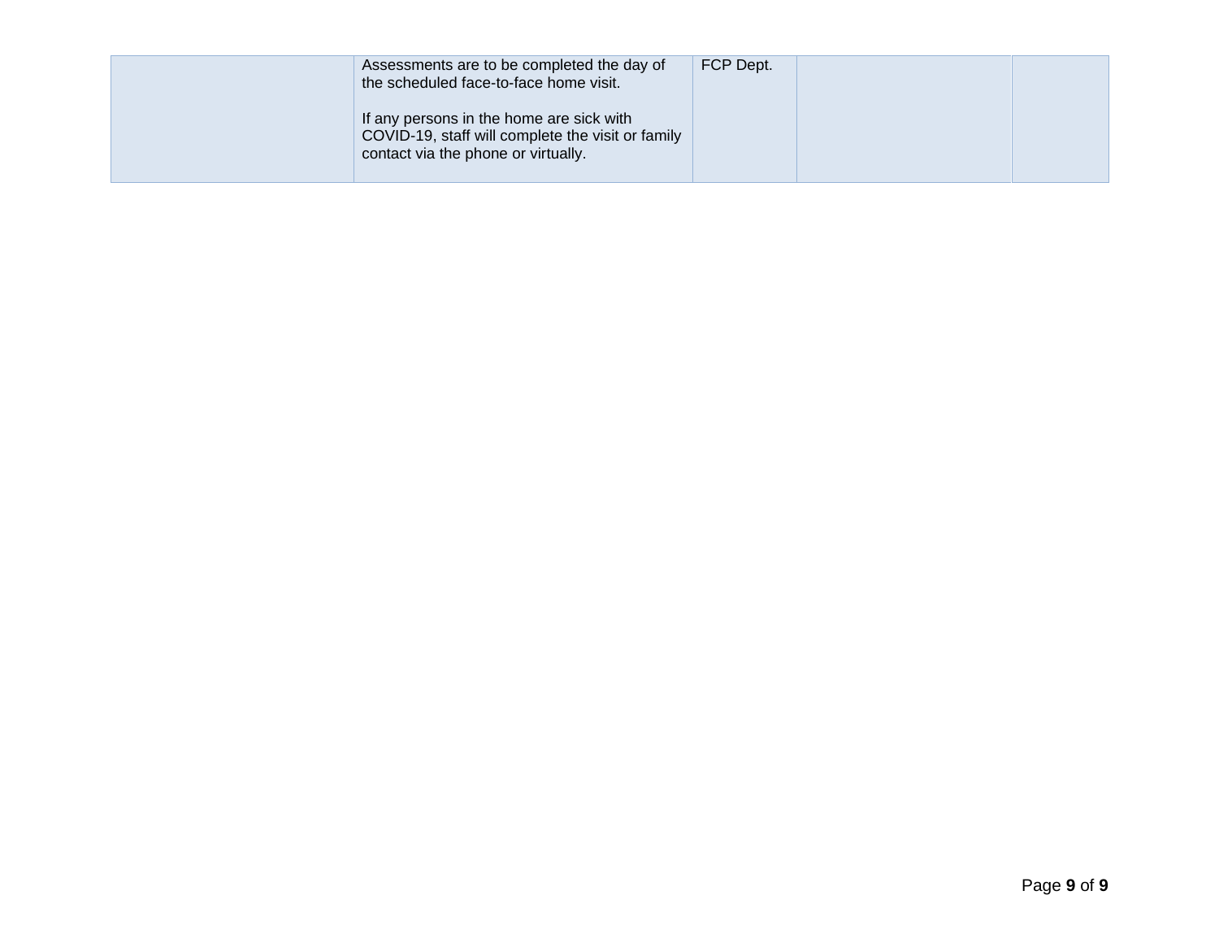| | | | | |
|---|---|---|---|---|
| | Assessments are to be completed the day of the scheduled face-to-face home visit.<br><br>If any persons in the home are sick with COVID-19, staff will complete the visit or family contact via the phone or virtually. | FCP Dept. | | |